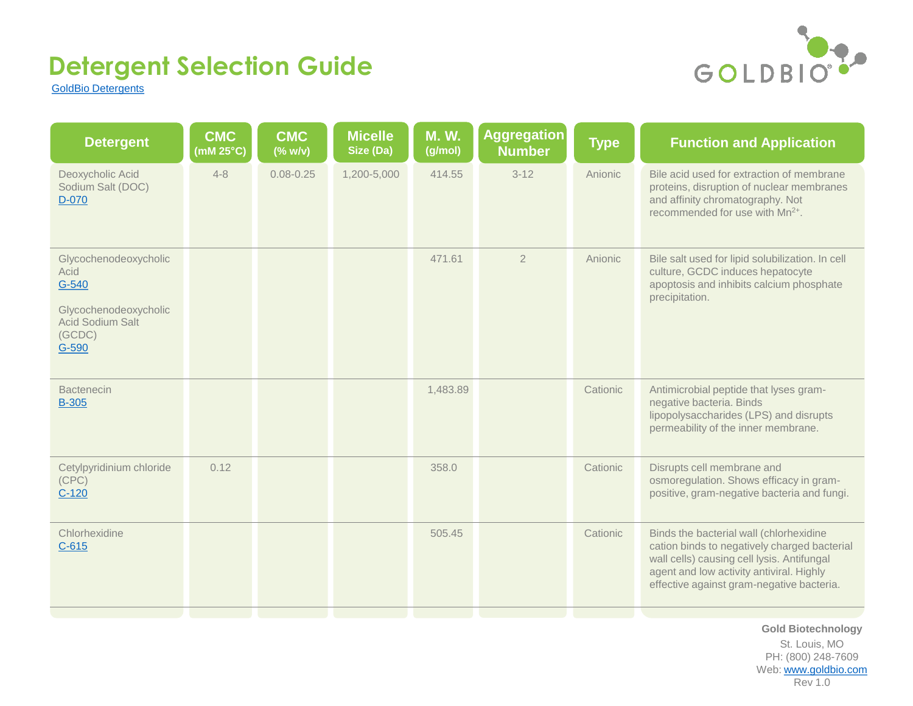# Detergent Selection Guide

GoldBio Detergents

| Detergent | CMC (mM 25°C) | CMC (% w/v) | Micelle Size (Da) | M. W. (g/mol) | Aggregation Number | Type | Function and Application |
|---|---|---|---|---|---|---|---|
| Deoxycholic Acid Sodium Salt (DOC) D-070 | 4-8 | 0.08-0.25 | 1,200-5,000 | 414.55 | 3-12 | Anionic | Bile acid used for extraction of membrane proteins, disruption of nuclear membranes and affinity chromatography. Not recommended for use with $Mn^{2+}$. |
| Glycochenodeoxycholic Acid G-540<br><br>Glycochenodeoxycholic Acid Sodium Salt (GCDC) G-590 | | | | 471.61 | 2 | Anionic | Bile salt used for lipid solubilization. In cell culture, GCDC induces hepatocyte apoptosis and inhibits calcium phosphate precipitation. |
| Bactenecin B-305 | | | | 1,483.89 | | Cationic | Antimicrobial peptide that lyses gram-negative bacteria. Binds lipopolysaccharides (LPS) and disrupts permeability of the inner membrane. |
| Cetylpyridinium chloride (CPC) C-120 | 0.12 | | | 358.0 | | Cationic | Disrupts cell membrane and osmoregulation. Shows efficacy in gram-positive, gram-negative bacteria and fungi. |
| Chlorhexidine C-615 | | | | 505.45 | | Cationic | Binds the bacterial wall (chlorhexidine cation binds to negatively charged bacterial wall cells) causing cell lysis. Antifungal agent and low activity antiviral. Highly effective against gram-negative bacteria. |

**Gold Biotechnology**
St. Louis, MO
PH: (800) 248-7609
Web: www.goldbio.com
Rev 1.0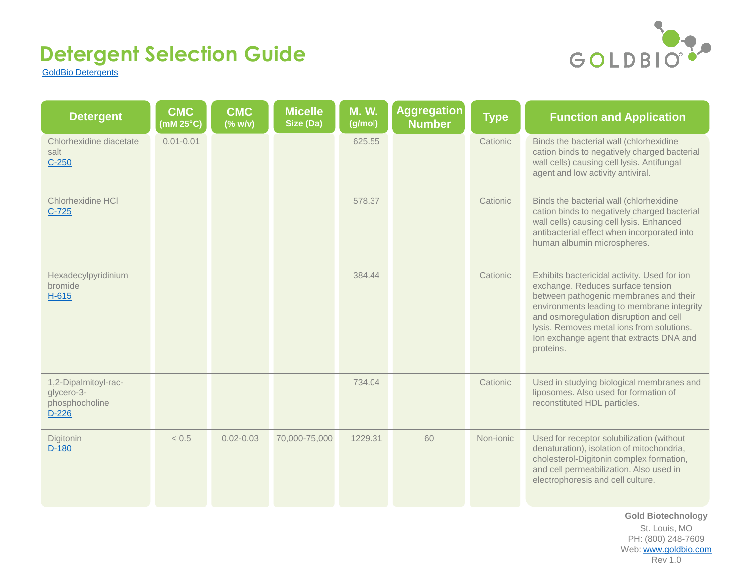# Detergent Selection Guide

GoldBio Detergents

| Detergent | CMC (mM 25°C) | CMC (% w/v) | Micelle Size (Da) | M. W. (g/mol) | Aggregation Number | Type | Function and Application |
|---|---|---|---|---|---|---|---|
| Chlorhexidine diacetate salt C-250 | 0.01-0.01 | | | 625.55 | | Cationic | Binds the bacterial wall (chlorhexidine cation binds to negatively charged bacterial wall cells) causing cell lysis. Antifungal agent and low activity antiviral. |
| Chlorhexidine HCl C-725 | | | | 578.37 | | Cationic | Binds the bacterial wall (chlorhexidine cation binds to negatively charged bacterial wall cells) causing cell lysis. Enhanced antibacterial effect when incorporated into human albumin microspheres. |
| Hexadecylpyridinium bromide H-615 | | | | 384.44 | | Cationic | Exhibits bactericidal activity. Used for ion exchange. Reduces surface tension between pathogenic membranes and their environments leading to membrane integrity and osmoregulation disruption and cell lysis. Removes metal ions from solutions. Ion exchange agent that extracts DNA and proteins. |
| 1,2-Dipalmitoyl-rac-glycero-3-phosphocholine D-226 | | | | 734.04 | | Cationic | Used in studying biological membranes and liposomes. Also used for formation of reconstituted HDL particles. |
| Digitonin D-180 | < 0.5 | 0.02-0.03 | 70,000-75,000 | 1229.31 | 60 | Non-ionic | Used for receptor solubilization (without denaturation), isolation of mitochondria, cholesterol-Digitonin complex formation, and cell permeabilization. Also used in electrophoresis and cell culture. |

**Gold Biotechnology**
St. Louis, MO
PH: (800) 248-7609
Web: www.goldbio.com
Rev 1.0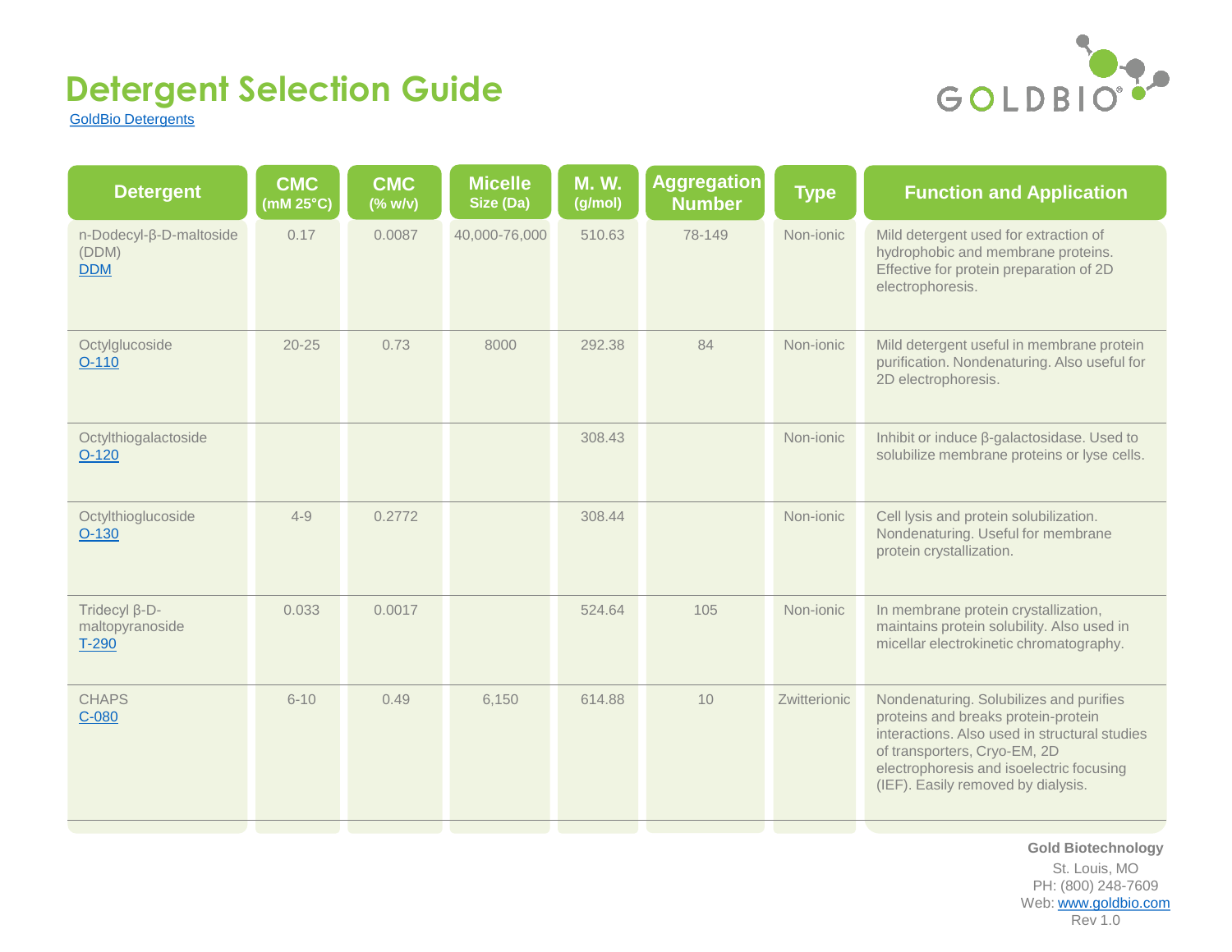# Detergent Selection Guide

GoldBio Detergents

| Detergent | CMC (mM 25°C) | CMC (% w/v) | Micelle Size (Da) | M. W. (g/mol) | Aggregation Number | Type | Function and Application |
|---|---|---|---|---|---|---|---|
| n-Dodecyl-β-D-maltoside (DDM) DDM | 0.17 | 0.0087 | 40,000-76,000 | 510.63 | 78-149 | Non-ionic | Mild detergent used for extraction of hydrophobic and membrane proteins. Effective for protein preparation of 2D electrophoresis. |
| Octylglucoside O-110 | 20-25 | 0.73 | 8000 | 292.38 | 84 | Non-ionic | Mild detergent useful in membrane protein purification. Nondenaturing. Also useful for 2D electrophoresis. |
| Octylthiogalactoside O-120 | | | | 308.43 | | Non-ionic | Inhibit or induce β-galactosidase. Used to solubilize membrane proteins or lyse cells. |
| Octylthioglucoside O-130 | 4-9 | 0.2772 | | 308.44 | | Non-ionic | Cell lysis and protein solubilization. Nondenaturing. Useful for membrane protein crystallization. |
| Tridecyl β-D-maltopyranoside T-290 | 0.033 | 0.0017 | | 524.64 | 105 | Non-ionic | In membrane protein crystallization, maintains protein solubility. Also used in micellar electrokinetic chromatography. |
| CHAPS C-080 | 6-10 | 0.49 | 6,150 | 614.88 | 10 | Zwitterionic | Nondenaturing. Solubilizes and purifies proteins and breaks protein-protein interactions. Also used in structural studies of transporters, Cryo-EM, 2D electrophoresis and isoelectric focusing (IEF). Easily removed by dialysis. |

**Gold Biotechnology**
St. Louis, MO
PH: (800) 248-7609
Web: www.goldbio.com
Rev 1.0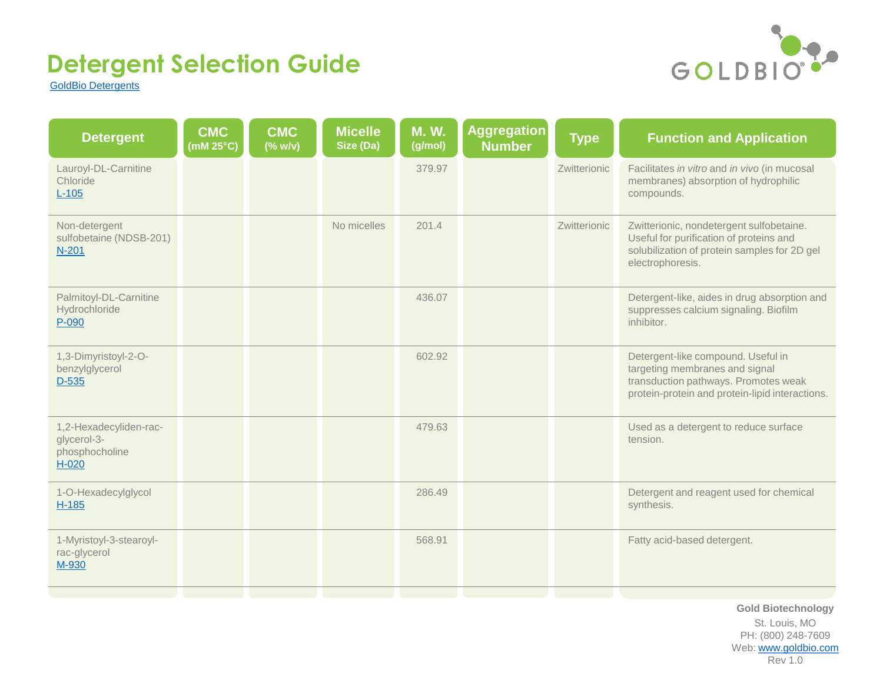# Detergent Selection Guide

GoldBio Detergents

| Detergent | CMC (mM 25°C) | CMC (% w/v) | Micelle Size (Da) | M. W. (g/mol) | Aggregation Number | Type | Function and Application |
|---|---|---|---|---|---|---|---|
| Lauroyl-DL-Carnitine Chloride L-105 | | | | 379.97 | | Zwitterionic | Facilitates *in vitro* and *in vivo* (in mucosal membranes) absorption of hydrophilic compounds. |
| Non-detergent sulfobetaine (NDSB-201) N-201 | | | No micelles | 201.4 | | Zwitterionic | Zwitterionic, nondetergent sulfobetaine. Useful for purification of proteins and solubilization of protein samples for 2D gel electrophoresis. |
| Palmitoyl-DL-Carnitine Hydrochloride P-090 | | | | 436.07 | | | Detergent-like, aides in drug absorption and suppresses calcium signaling. Biofilm inhibitor. |
| 1,3-Dimyristoyl-2-O-benzylglycerol D-535 | | | | 602.92 | | | Detergent-like compound. Useful in targeting membranes and signal transduction pathways. Promotes weak protein-protein and protein-lipid interactions. |
| 1,2-Hexadecyliden-rac-glycerol-3-phosphocholine H-020 | | | | 479.63 | | | Used as a detergent to reduce surface tension. |
| 1-O-Hexadecylglycol H-185 | | | | 286.49 | | | Detergent and reagent used for chemical synthesis. |
| 1-Myristoyl-3-stearoyl-rac-glycerol M-930 | | | | 568.91 | | | Fatty acid-based detergent. |

**Gold Biotechnology**
St. Louis, MO
PH: (800) 248-7609
Web: www.goldbio.com
Rev 1.0